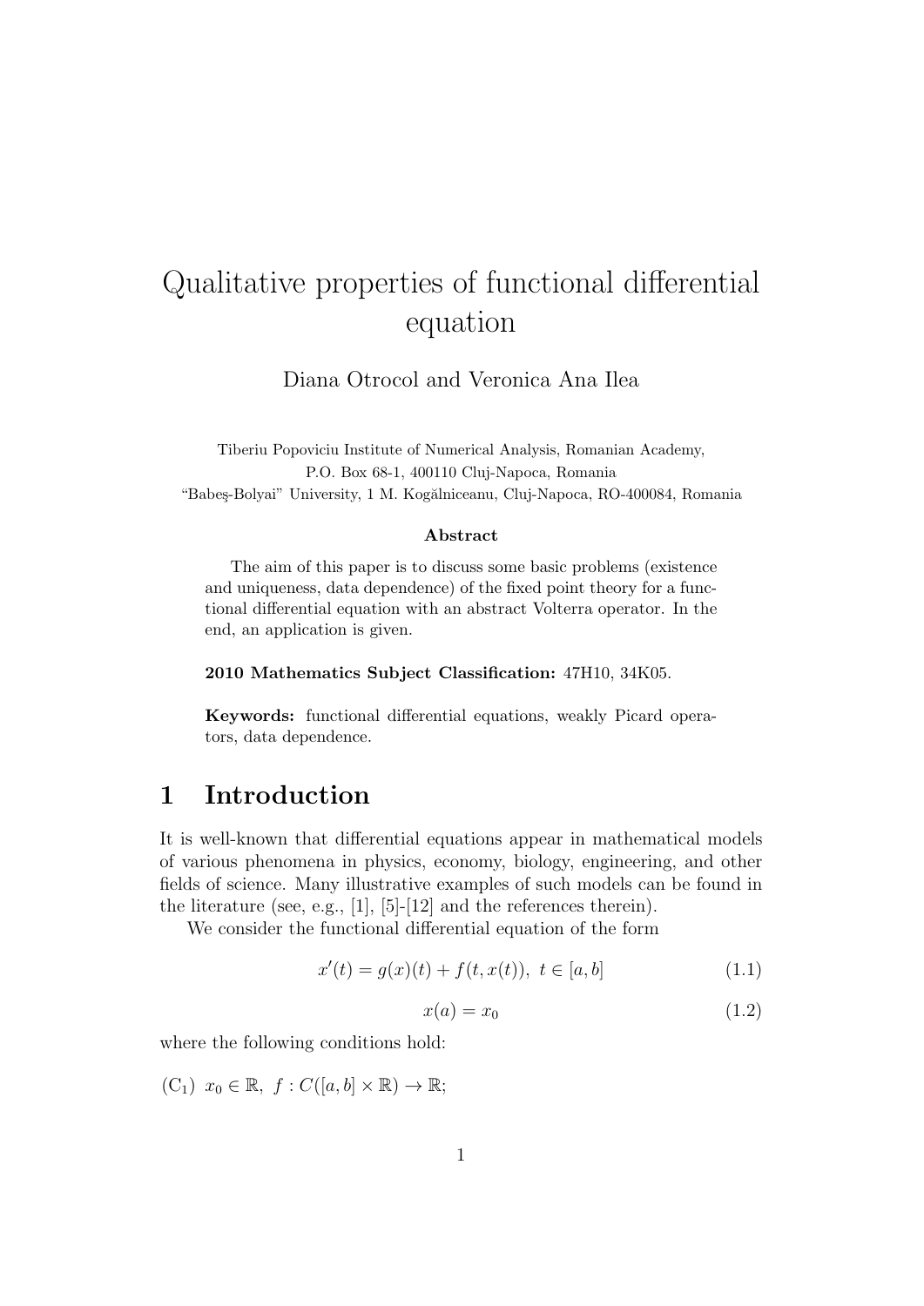# Qualitative properties of functional differential equation

Diana Otrocol and Veronica Ana Ilea

Tiberiu Popoviciu Institute of Numerical Analysis, Romanian Academy,
P.O. Box 68-1, 400110 Cluj-Napoca, Romania
"Babeş-Bolyai" University, 1 M. Kogălniceanu, Cluj-Napoca, RO-400084, Romania

**Abstract**

The aim of this paper is to discuss some basic problems (existence and uniqueness, data dependence) of the fixed point theory for a functional differential equation with an abstract Volterra operator. In the end, an application is given.

**2010 Mathematics Subject Classification:** 47H10, 34K05.

**Keywords:** functional differential equations, weakly Picard operators, data dependence.

## 1 Introduction

It is well-known that differential equations appear in mathematical models of various phenomena in physics, economy, biology, engineering, and other fields of science. Many illustrative examples of such models can be found in the literature (see, e.g., [1], [5]-[12] and the references therein).

We consider the functional differential equation of the form

$$x'(t) = g(x)(t) + f(t, x(t)),\ t \in [a, b] \tag{1.1}$$

$$x(a) = x_0 \tag{1.2}$$

where the following conditions hold:

(C$_1$) $x_0 \in \mathbb{R},\ f : C([a, b] \times \mathbb{R}) \to \mathbb{R};$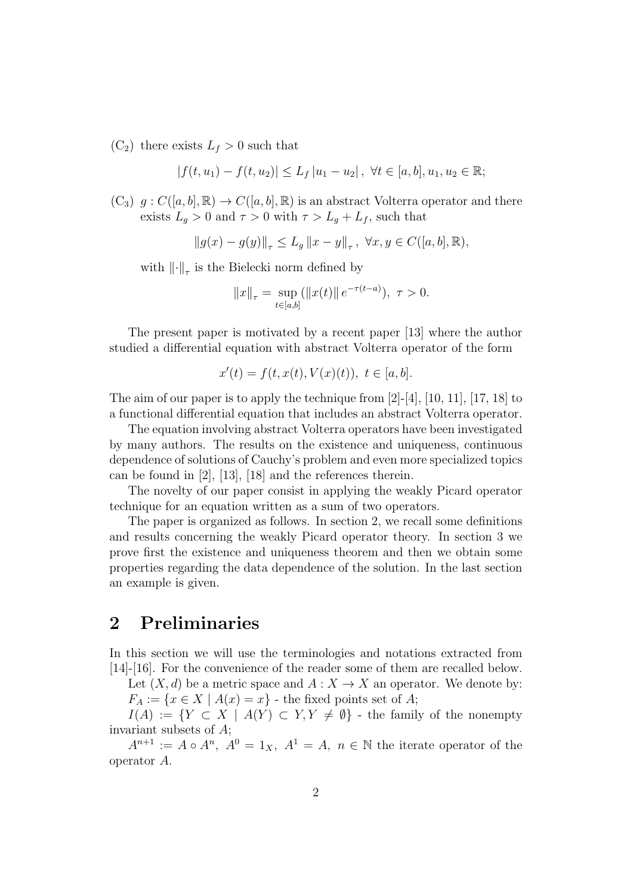(C$_2$) there exists $L_f > 0$ such that

$$|f(t, u_1) - f(t, u_2)| \leq L_f |u_1 - u_2|, \ \forall t \in [a, b], u_1, u_2 \in \mathbb{R};$$

(C$_3$) $g : C([a, b], \mathbb{R}) \to C([a, b], \mathbb{R})$ is an abstract Volterra operator and there exists $L_g > 0$ and $\tau > 0$ with $\tau > L_g + L_f$, such that

$$\|g(x) - g(y)\|_\tau \leq L_g \|x - y\|_\tau, \ \forall x, y \in C([a, b], \mathbb{R}),$$

with $\|\cdot\|_\tau$ is the Bielecki norm defined by

$$\|x\|_\tau = \sup_{t \in [a,b]} (\|x(t)\| e^{-\tau(t-a)}), \ \tau > 0.$$

The present paper is motivated by a recent paper [13] where the author studied a differential equation with abstract Volterra operator of the form

$$x'(t) = f(t, x(t), V(x)(t)), \ t \in [a, b].$$

The aim of our paper is to apply the technique from [2]-[4], [10, 11], [17, 18] to a functional differential equation that includes an abstract Volterra operator.

The equation involving abstract Volterra operators have been investigated by many authors. The results on the existence and uniqueness, continuous dependence of solutions of Cauchy's problem and even more specialized topics can be found in [2], [13], [18] and the references therein.

The novelty of our paper consist in applying the weakly Picard operator technique for an equation written as a sum of two operators.

The paper is organized as follows. In section 2, we recall some definitions and results concerning the weakly Picard operator theory. In section 3 we prove first the existence and uniqueness theorem and then we obtain some properties regarding the data dependence of the solution. In the last section an example is given.

## 2 Preliminaries

In this section we will use the terminologies and notations extracted from [14]-[16]. For the convenience of the reader some of them are recalled below.

Let $(X, d)$ be a metric space and $A : X \to X$ an operator. We denote by:

$F_A := \{x \in X \mid A(x) = x\}$ - the fixed points set of $A$;

$I(A) := \{Y \subset X \mid A(Y) \subset Y, Y \neq \emptyset\}$ - the family of the nonempty invariant subsets of $A$;

$A^{n+1} := A \circ A^n, \ A^0 = 1_X, \ A^1 = A, \ n \in \mathbb{N}$ the iterate operator of the operator $A$.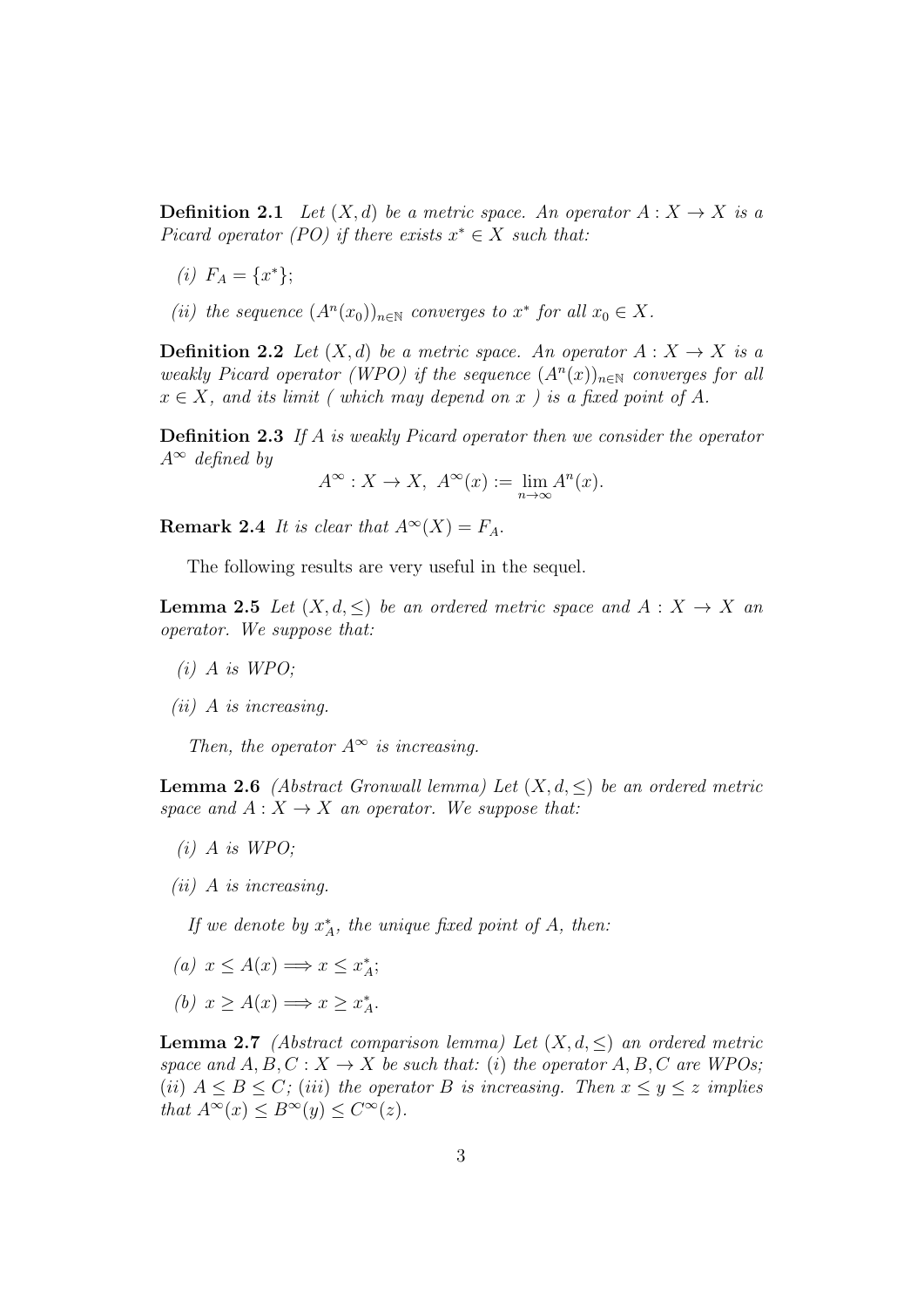**Definition 2.1** *Let $(X, d)$ be a metric space. An operator $A : X \to X$ is a Picard operator (PO) if there exists $x^* \in X$ such that:*

*(i) $F_A = \{x^*\}$;*

*(ii) the sequence $(A^n(x_0))_{n\in\mathbb{N}}$ converges to $x^*$ for all $x_0 \in X$.*

**Definition 2.2** *Let $(X, d)$ be a metric space. An operator $A : X \to X$ is a weakly Picard operator (WPO) if the sequence $(A^n(x))_{n\in\mathbb{N}}$ converges for all $x \in X$, and its limit ( which may depend on $x$ ) is a fixed point of $A$.*

**Definition 2.3** *If $A$ is weakly Picard operator then we consider the operator $A^\infty$ defined by*

$$A^\infty : X \to X, \ A^\infty(x) := \lim_{n\to\infty} A^n(x).$$

**Remark 2.4** *It is clear that $A^\infty(X) = F_A$.*

The following results are very useful in the sequel.

**Lemma 2.5** *Let $(X, d, \leq)$ be an ordered metric space and $A : X \to X$ an operator. We suppose that:*

*(i) $A$ is WPO;*

*(ii) $A$ is increasing.*

*Then, the operator $A^\infty$ is increasing.*

**Lemma 2.6** *(Abstract Gronwall lemma) Let $(X, d, \leq)$ be an ordered metric space and $A : X \to X$ an operator. We suppose that:*

*(i) $A$ is WPO;*

*(ii) $A$ is increasing.*

*If we denote by $x^*_A$, the unique fixed point of $A$, then:*

*(a) $x \leq A(x) \Longrightarrow x \leq x^*_A$;*

*(b) $x \geq A(x) \Longrightarrow x \geq x^*_A$.*

**Lemma 2.7** *(Abstract comparison lemma) Let $(X, d, \leq)$ an ordered metric space and $A, B, C : X \to X$ be such that: $(i)$ the operator $A, B, C$ are WPOs; $(ii)$ $A \leq B \leq C$; $(iii)$ the operator $B$ is increasing. Then $x \leq y \leq z$ implies that $A^\infty(x) \leq B^\infty(y) \leq C^\infty(z)$.*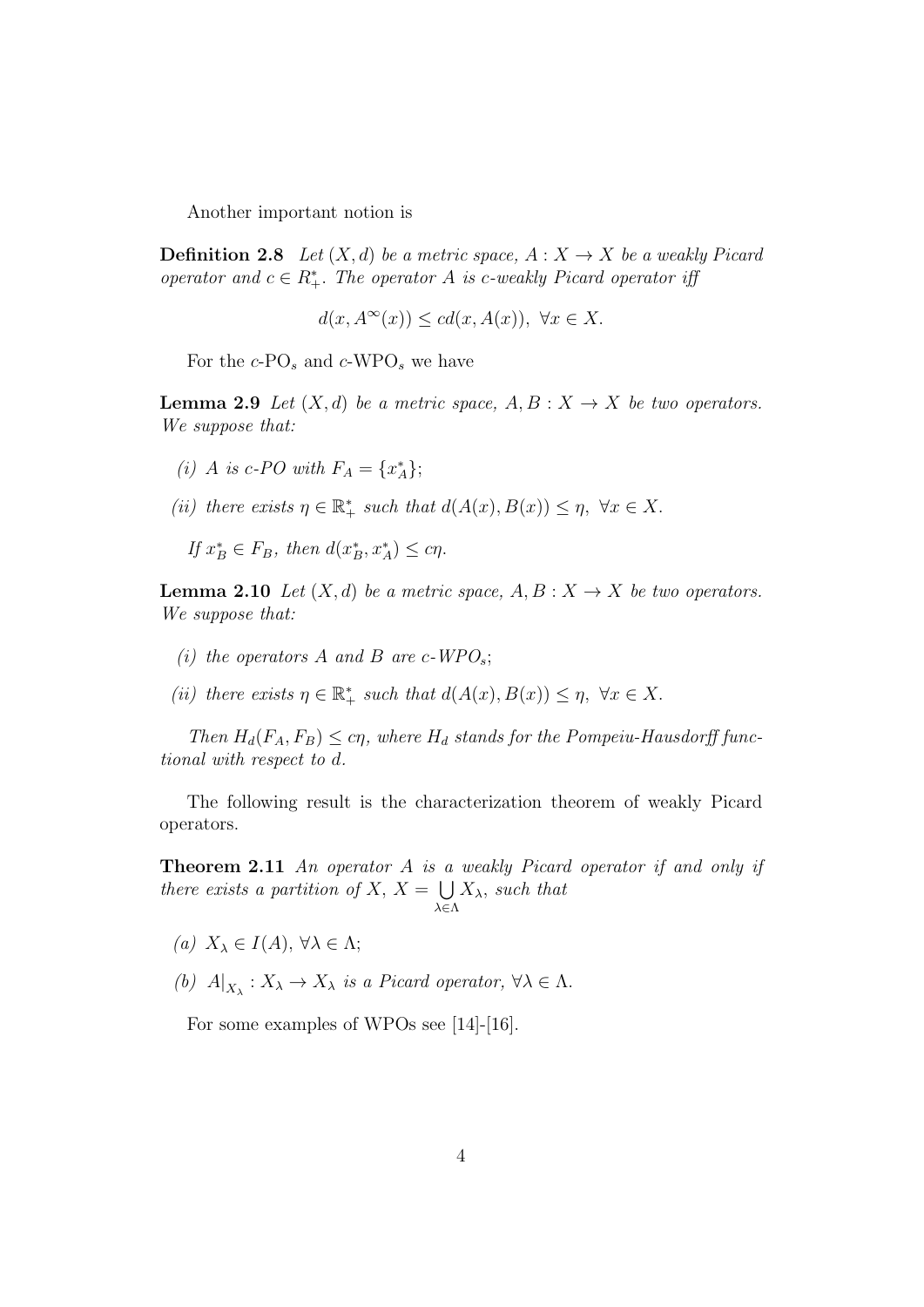Another important notion is

**Definition 2.8** *Let $(X, d)$ be a metric space, $A : X \to X$ be a weakly Picard operator and $c \in R_+^*$. The operator $A$ is c-weakly Picard operator iff*

$$d(x, A^{\infty}(x)) \leq cd(x, A(x)), \ \forall x \in X.$$

For the $c$-PO$_s$ and $c$-WPO$_s$ we have

**Lemma 2.9** *Let $(X, d)$ be a metric space, $A, B : X \to X$ be two operators. We suppose that:*

*(i) $A$ is c-PO with $F_A = \{x_A^*\}$;*

*(ii) there exists $\eta \in \mathbb{R}_+^*$ such that $d(A(x), B(x)) \leq \eta, \ \forall x \in X$.*

*If $x_B^* \in F_B$, then $d(x_B^*, x_A^*) \leq c\eta$.*

**Lemma 2.10** *Let $(X, d)$ be a metric space, $A, B : X \to X$ be two operators. We suppose that:*

*(i) the operators $A$ and $B$ are c-WPO$_s$;*

*(ii) there exists $\eta \in \mathbb{R}_+^*$ such that $d(A(x), B(x)) \leq \eta, \ \forall x \in X$.*

*Then $H_d(F_A, F_B) \leq c\eta$, where $H_d$ stands for the Pompeiu-Hausdorff functional with respect to $d$.*

The following result is the characterization theorem of weakly Picard operators.

**Theorem 2.11** *An operator $A$ is a weakly Picard operator if and only if there exists a partition of $X$, $X = \bigcup\limits_{\lambda \in \Lambda} X_\lambda$, such that*

*(a) $X_\lambda \in I(A), \ \forall \lambda \in \Lambda$;*

*(b) $A|_{X_\lambda} : X_\lambda \to X_\lambda$ is a Picard operator, $\forall \lambda \in \Lambda$.*

For some examples of WPOs see [14]-[16].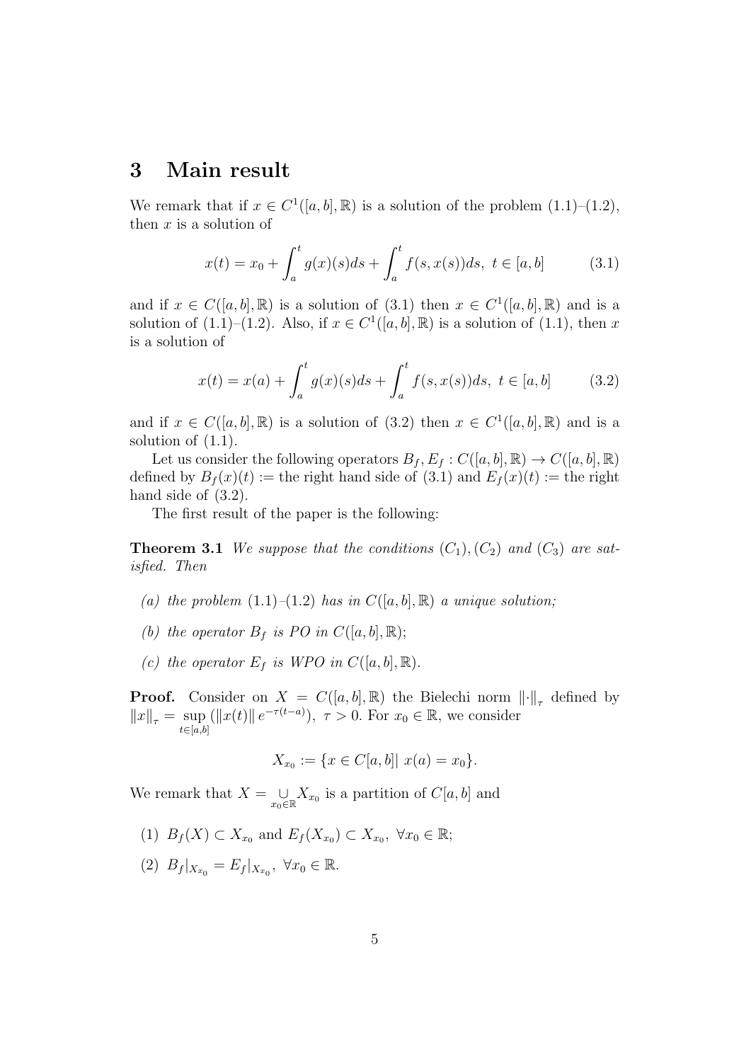## 3 Main result

We remark that if $x \in C^1([a,b],\mathbb{R})$ is a solution of the problem (1.1)–(1.2), then $x$ is a solution of

$$x(t) = x_0 + \int_a^t g(x)(s)ds + \int_a^t f(s,x(s))ds,\ t \in [a,b] \tag{3.1}$$

and if $x \in C([a,b],\mathbb{R})$ is a solution of (3.1) then $x \in C^1([a,b],\mathbb{R})$ and is a solution of (1.1)–(1.2). Also, if $x \in C^1([a,b],\mathbb{R})$ is a solution of (1.1), then $x$ is a solution of

$$x(t) = x(a) + \int_a^t g(x)(s)ds + \int_a^t f(s,x(s))ds,\ t \in [a,b] \tag{3.2}$$

and if $x \in C([a,b],\mathbb{R})$ is a solution of (3.2) then $x \in C^1([a,b],\mathbb{R})$ and is a solution of (1.1).

Let us consider the following operators $B_f, E_f : C([a,b],\mathbb{R}) \to C([a,b],\mathbb{R})$ defined by $B_f(x)(t) :=$ the right hand side of (3.1) and $E_f(x)(t) :=$ the right hand side of (3.2).

The first result of the paper is the following:

**Theorem 3.1** *We suppose that the conditions $(C_1), (C_2)$ and $(C_3)$ are satisfied. Then*

*(a) the problem (1.1)–(1.2) has in $C([a,b],\mathbb{R})$ a unique solution;*

*(b) the operator $B_f$ is PO in $C([a,b],\mathbb{R})$;*

*(c) the operator $E_f$ is WPO in $C([a,b],\mathbb{R})$.*

**Proof.** Consider on $X = C([a,b],\mathbb{R})$ the Bielechi norm $\|\cdot\|_\tau$ defined by $\|x\|_\tau = \sup\limits_{t\in[a,b]} (\|x(t)\| e^{-\tau(t-a)}),\ \tau > 0$. For $x_0 \in \mathbb{R}$, we consider

$$X_{x_0} := \{x \in C[a,b] |\ x(a) = x_0\}.$$

We remark that $X = \bigcup\limits_{x_0\in\mathbb{R}} X_{x_0}$ is a partition of $C[a,b]$ and

(1) $B_f(X) \subset X_{x_0}$ and $E_f(X_{x_0}) \subset X_{x_0},\ \forall x_0 \in \mathbb{R}$;

(2) $B_f|_{X_{x_0}} = E_f|_{X_{x_0}},\ \forall x_0 \in \mathbb{R}$.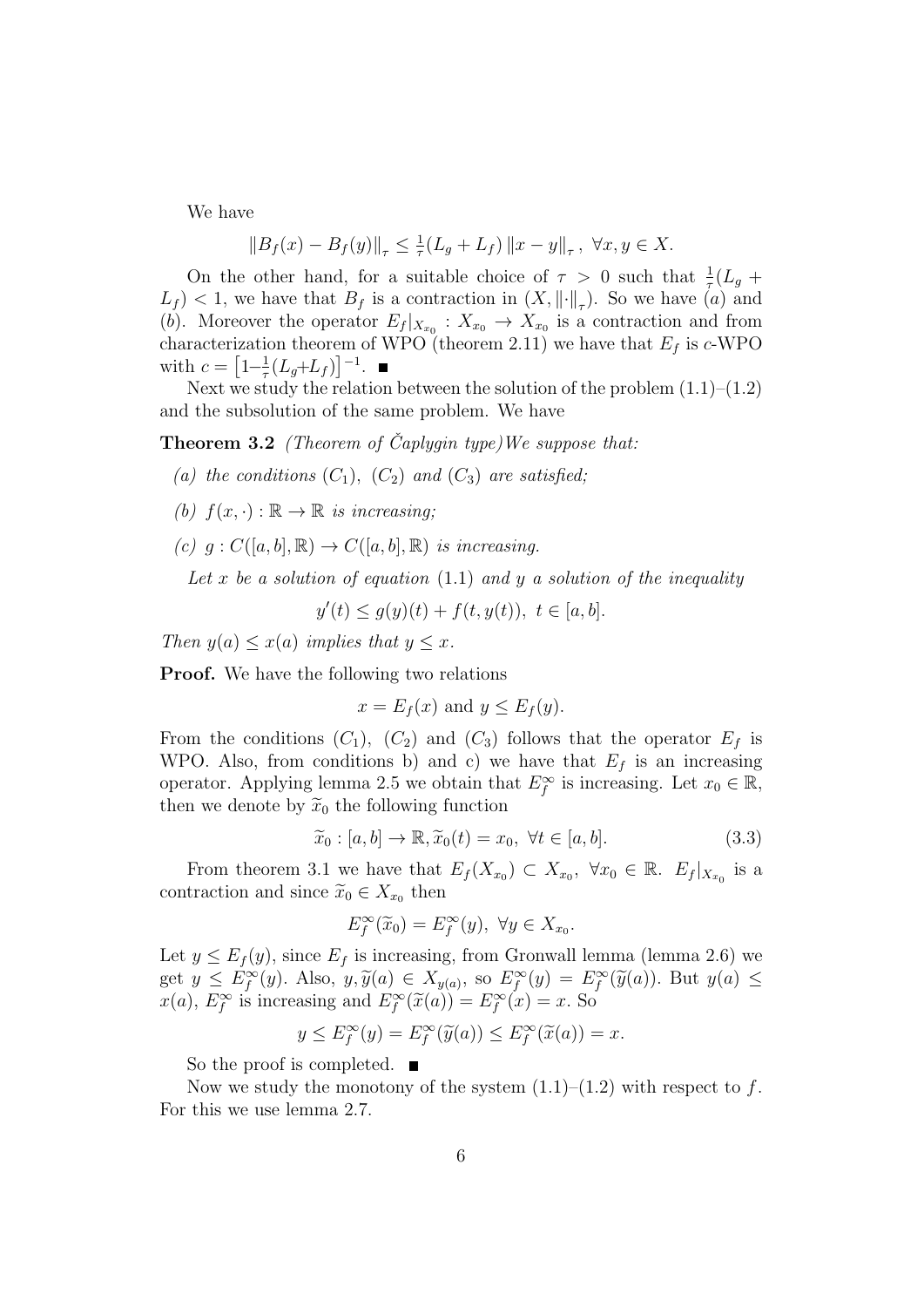We have

$$\|B_f(x) - B_f(y)\|_\tau \leq \tfrac{1}{\tau}(L_g + L_f)\,\|x - y\|_\tau\,,\ \forall x, y \in X.$$

On the other hand, for a suitable choice of $\tau > 0$ such that $\frac{1}{\tau}(L_g + L_f) < 1$, we have that $B_f$ is a contraction in $(X, \|\cdot\|_\tau)$. So we have $(a)$ and $(b)$. Moreover the operator $E_f|_{X_{x_0}} : X_{x_0} \to X_{x_0}$ is a contraction and from characterization theorem of WPO (theorem 2.11) we have that $E_f$ is $c$-WPO with $c = \left[1 - \frac{1}{\tau}(L_g + L_f)\right]^{-1}$. ∎

Next we study the relation between the solution of the problem (1.1)–(1.2) and the subsolution of the same problem. We have

**Theorem 3.2** *(Theorem of Čaplygin type) We suppose that:*

*(a) the conditions $(C_1)$, $(C_2)$ and $(C_3)$ are satisfied;*

*(b) $f(x, \cdot) : \mathbb{R} \to \mathbb{R}$ is increasing;*

*(c) $g : C([a, b], \mathbb{R}) \to C([a, b], \mathbb{R})$ is increasing.*

*Let $x$ be a solution of equation* (1.1) *and $y$ a solution of the inequality*

$$y'(t) \leq g(y)(t) + f(t, y(t)),\ t \in [a, b].$$

*Then $y(a) \leq x(a)$ implies that $y \leq x$.*

**Proof.** We have the following two relations

$$x = E_f(x) \text{ and } y \leq E_f(y).$$

From the conditions $(C_1)$, $(C_2)$ and $(C_3)$ follows that the operator $E_f$ is WPO. Also, from conditions b) and c) we have that $E_f$ is an increasing operator. Applying lemma 2.5 we obtain that $E_f^\infty$ is increasing. Let $x_0 \in \mathbb{R}$, then we denote by $\widetilde{x}_0$ the following function

$$\widetilde{x}_0 : [a, b] \to \mathbb{R}, \widetilde{x}_0(t) = x_0,\ \forall t \in [a, b]. \tag{3.3}$$

From theorem 3.1 we have that $E_f(X_{x_0}) \subset X_{x_0}$, $\forall x_0 \in \mathbb{R}$. $E_f|_{X_{x_0}}$ is a contraction and since $\widetilde{x}_0 \in X_{x_0}$ then

$$E_f^\infty(\widetilde{x}_0) = E_f^\infty(y),\ \forall y \in X_{x_0}.$$

Let $y \leq E_f(y)$, since $E_f$ is increasing, from Gronwall lemma (lemma 2.6) we get $y \leq E_f^\infty(y)$. Also, $y, \widetilde{y}(a) \in X_{y(a)}$, so $E_f^\infty(y) = E_f^\infty(\widetilde{y}(a))$. But $y(a) \leq x(a)$, $E_f^\infty$ is increasing and $E_f^\infty(\widetilde{x}(a)) = E_f^\infty(x) = x$. So

$$y \leq E_f^\infty(y) = E_f^\infty(\widetilde{y}(a)) \leq E_f^\infty(\widetilde{x}(a)) = x.$$

So the proof is completed. ∎

Now we study the monotony of the system (1.1)–(1.2) with respect to $f$. For this we use lemma 2.7.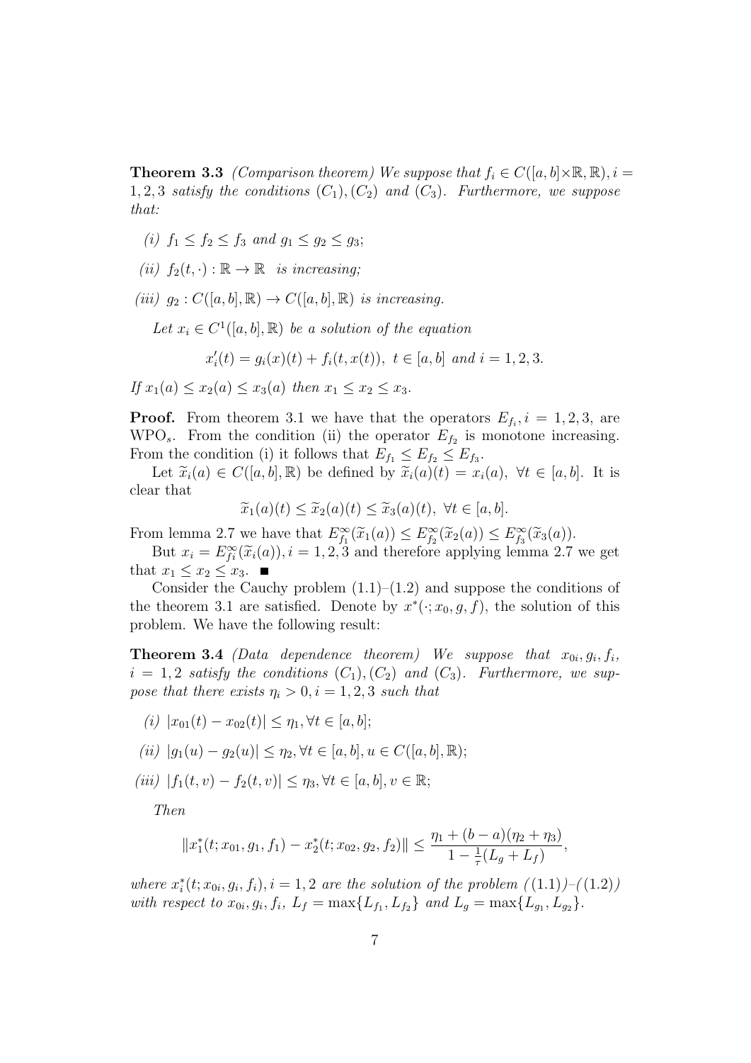**Theorem 3.3** *(Comparison theorem) We suppose that $f_i \in C([a,b]\times\mathbb{R},\mathbb{R}), i = 1,2,3$ satisfy the conditions $(C_1),(C_2)$ and $(C_3)$. Furthermore, we suppose that:*

*(i) $f_1 \leq f_2 \leq f_3$ and $g_1 \leq g_2 \leq g_3$;*

*(ii) $f_2(t,\cdot) : \mathbb{R} \to \mathbb{R}$ is increasing;*

*(iii) $g_2 : C([a,b],\mathbb{R}) \to C([a,b],\mathbb{R})$ is increasing.*

*Let $x_i \in C^1([a,b],\mathbb{R})$ be a solution of the equation*

$$x_i'(t) = g_i(x)(t) + f_i(t,x(t)),\ t \in [a,b] \text{ and } i = 1,2,3.$$

*If $x_1(a) \leq x_2(a) \leq x_3(a)$ then $x_1 \leq x_2 \leq x_3$.*

**Proof.** From theorem 3.1 we have that the operators $E_{f_i}, i = 1,2,3$, are $\text{WPO}_s$. From the condition (ii) the operator $E_{f_2}$ is monotone increasing. From the condition (i) it follows that $E_{f_1} \leq E_{f_2} \leq E_{f_3}$.

Let $\widetilde{x}_i(a) \in C([a,b],\mathbb{R})$ be defined by $\widetilde{x}_i(a)(t) = x_i(a),\ \forall t \in [a,b]$. It is clear that

$$\widetilde{x}_1(a)(t) \leq \widetilde{x}_2(a)(t) \leq \widetilde{x}_3(a)(t),\ \forall t \in [a,b].$$

From lemma 2.7 we have that $E^\infty_{f_1}(\widetilde{x}_1(a)) \leq E^\infty_{f_2}(\widetilde{x}_2(a)) \leq E^\infty_{f_3}(\widetilde{x}_3(a))$.

But $x_i = E^\infty_{fi}(\widetilde{x}_i(a)), i = 1,2,3$ and therefore applying lemma 2.7 we get that $x_1 \leq x_2 \leq x_3$. ■

Consider the Cauchy problem (1.1)–(1.2) and suppose the conditions of the theorem 3.1 are satisfied. Denote by $x^*(\cdot; x_0, g, f)$, the solution of this problem. We have the following result:

**Theorem 3.4** *(Data dependence theorem) We suppose that $x_{0i}, g_i, f_i$, $i = 1,2$ satisfy the conditions $(C_1),(C_2)$ and $(C_3)$. Furthermore, we suppose that there exists $\eta_i > 0, i = 1,2,3$ such that*

*(i) $|x_{01}(t) - x_{02}(t)| \leq \eta_1, \forall t \in [a,b]$;*

*(ii) $|g_1(u) - g_2(u)| \leq \eta_2, \forall t \in [a,b], u \in C([a,b],\mathbb{R})$;*

*(iii) $|f_1(t,v) - f_2(t,v)| \leq \eta_3, \forall t \in [a,b], v \in \mathbb{R}$;*

*Then*

$$\|x_1^*(t; x_{01}, g_1, f_1) - x_2^*(t; x_{02}, g_2, f_2)\| \leq \frac{\eta_1 + (b-a)(\eta_2 + \eta_3)}{1 - \frac{1}{\tau}(L_g + L_f)},$$

*where $x_i^*(t; x_{0i}, g_i, f_i), i = 1,2$ are the solution of the problem ((1.1))–((1.2)) with respect to $x_{0i}, g_i, f_i$, $L_f = \max\{L_{f_1}, L_{f_2}\}$ and $L_g = \max\{L_{g_1}, L_{g_2}\}$.*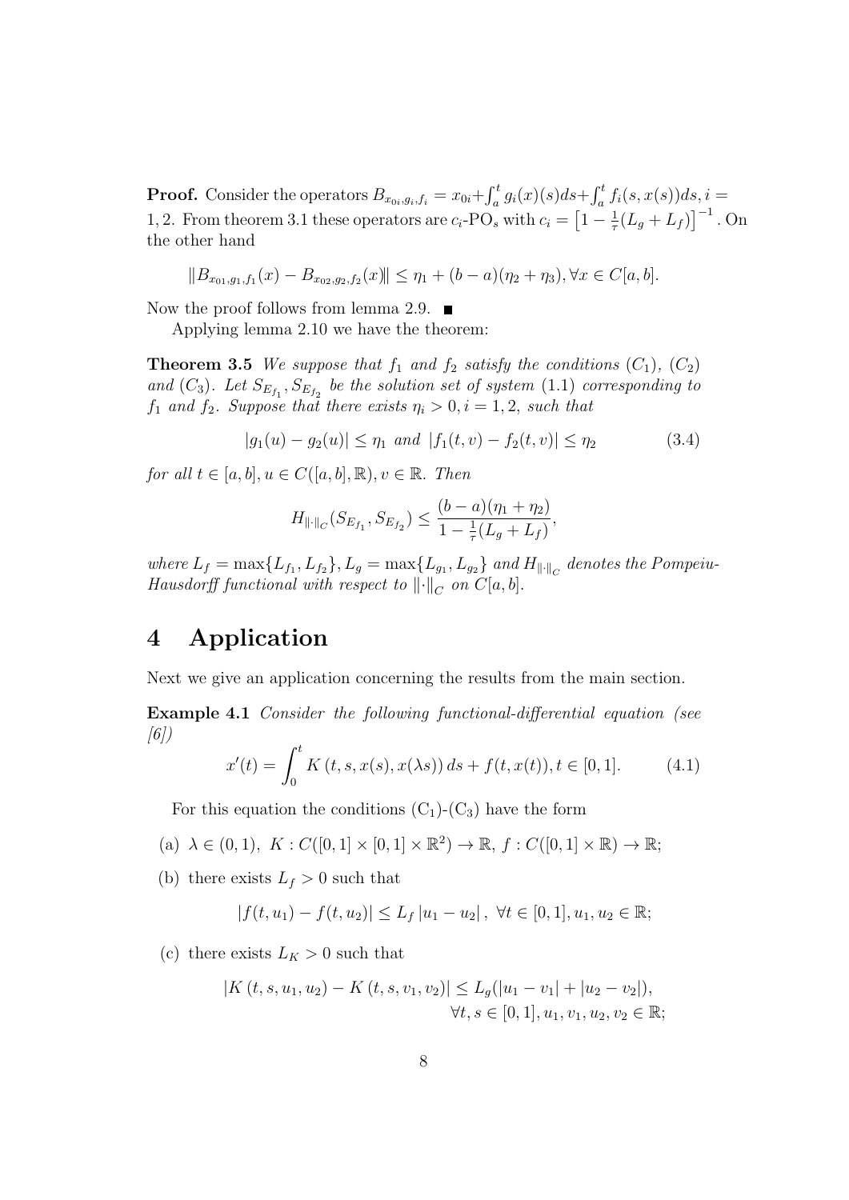**Proof.** Consider the operators $B_{x_{0i},g_i,f_i} = x_{0i} + \int_a^t g_i(x)(s)ds + \int_a^t f_i(s, x(s))ds, i = 1, 2$. From theorem 3.1 these operators are $c_i$-PO$_s$ with $c_i = \left[1 - \frac{1}{\tau}(L_g + L_f)\right]^{-1}$. On the other hand

$$\|B_{x_{01},g_1,f_1}(x) - B_{x_{02},g_2,f_2}(x)\| \leq \eta_1 + (b-a)(\eta_2 + \eta_3), \forall x \in C[a,b].$$

Now the proof follows from lemma 2.9. ■

Applying lemma 2.10 we have the theorem:

**Theorem 3.5** *We suppose that $f_1$ and $f_2$ satisfy the conditions $(C_1)$, $(C_2)$ and $(C_3)$. Let $S_{E_{f_1}}, S_{E_{f_2}}$ be the solution set of system (1.1) corresponding to $f_1$ and $f_2$. Suppose that there exists $\eta_i > 0, i = 1, 2$, such that*

$$|g_1(u) - g_2(u)| \leq \eta_1 \text{ and } |f_1(t,v) - f_2(t,v)| \leq \eta_2 \tag{3.4}$$

*for all $t \in [a,b], u \in C([a,b], \mathbb{R}), v \in \mathbb{R}$. Then*

$$H_{\|\cdot\|_C}(S_{E_{f_1}}, S_{E_{f_2}}) \leq \frac{(b-a)(\eta_1 + \eta_2)}{1 - \frac{1}{\tau}(L_g + L_f)},$$

*where $L_f = \max\{L_{f_1}, L_{f_2}\}, L_g = \max\{L_{g_1}, L_{g_2}\}$ and $H_{\|\cdot\|_C}$ denotes the Pompeiu-Hausdorff functional with respect to $\|\cdot\|_C$ on $C[a,b]$.*

# 4 Application

Next we give an application concerning the results from the main section.

**Example 4.1** *Consider the following functional-differential equation (see [6])*

$$x'(t) = \int_0^t K(t, s, x(s), x(\lambda s))\, ds + f(t, x(t)), t \in [0,1]. \tag{4.1}$$

For this equation the conditions $(C_1)$-$(C_3)$ have the form

(a) $\lambda \in (0,1),\ K : C([0,1] \times [0,1] \times \mathbb{R}^2) \to \mathbb{R},\ f : C([0,1] \times \mathbb{R}) \to \mathbb{R}$;

(b) there exists $L_f > 0$ such that

$$|f(t, u_1) - f(t, u_2)| \leq L_f |u_1 - u_2|,\ \forall t \in [0,1], u_1, u_2 \in \mathbb{R};$$

(c) there exists $L_K > 0$ such that

$$|K(t, s, u_1, u_2) - K(t, s, v_1, v_2)| \leq L_g(|u_1 - v_1| + |u_2 - v_2|),$$
$$\forall t, s \in [0,1], u_1, v_1, u_2, v_2 \in \mathbb{R};$$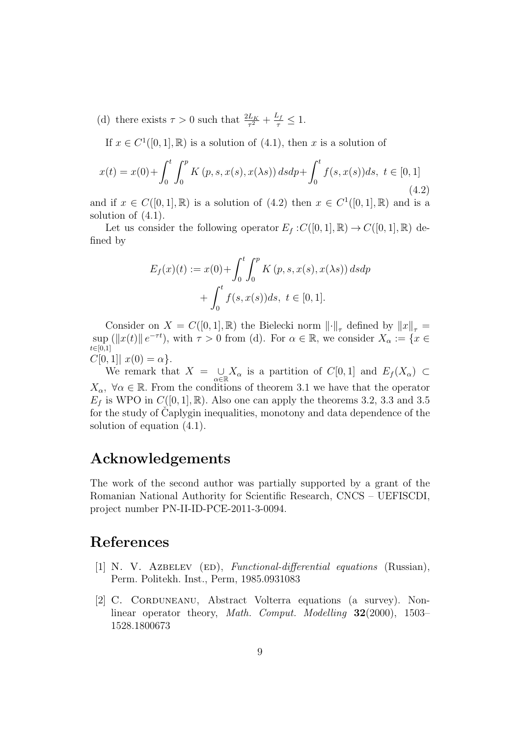(d) there exists $\tau > 0$ such that $\frac{2L_K}{\tau^2} + \frac{L_f}{\tau} \leq 1$.

If $x \in C^1([0,1],\mathbb{R})$ is a solution of (4.1), then $x$ is a solution of

$$x(t) = x(0) + \int_0^t \int_0^p K\left(p, s, x(s), x(\lambda s)\right) ds dp + \int_0^t f(s, x(s)) ds, \ t \in [0,1] \tag{4.2}$$

and if $x \in C([0,1],\mathbb{R})$ is a solution of (4.2) then $x \in C^1([0,1],\mathbb{R})$ and is a solution of (4.1).

Let us consider the following operator $E_f : C([0,1],\mathbb{R}) \to C([0,1],\mathbb{R})$ defined by

$$E_f(x)(t) := x(0) + \int_0^t \int_0^p K\left(p, s, x(s), x(\lambda s)\right) ds dp + \int_0^t f(s, x(s)) ds, \ t \in [0,1].$$

Consider on $X = C([0,1],\mathbb{R})$ the Bielecki norm $\|\cdot\|_\tau$ defined by $\|x\|_\tau = \sup\limits_{t\in[0,1]} \left(\|x(t)\| e^{-\tau t}\right)$, with $\tau > 0$ from (d). For $\alpha \in \mathbb{R}$, we consider $X_\alpha := \{x \in C[0,1] | \ x(0) = \alpha\}$.

We remark that $X = \underset{\alpha\in\mathbb{R}}{\cup} X_\alpha$ is a partition of $C[0,1]$ and $E_f(X_\alpha) \subset X_\alpha, \ \forall \alpha \in \mathbb{R}$. From the conditions of theorem 3.1 we have that the operator $E_f$ is WPO in $C([0,1],\mathbb{R})$. Also one can apply the theorems 3.2, 3.3 and 3.5 for the study of Čaplygin inequalities, monotony and data dependence of the solution of equation (4.1).

## Acknowledgements

The work of the second author was partially supported by a grant of the Romanian National Authority for Scientific Research, CNCS – UEFISCDI, project number PN-II-ID-PCE-2011-3-0094.

## References

[1] N. V. Azbelev (ed), *Functional-differential equations* (Russian), Perm. Politekh. Inst., Perm, 1985.0931083

[2] C. Corduneanu, Abstract Volterra equations (a survey). Nonlinear operator theory, *Math. Comput. Modelling* **32**(2000), 1503–1528.1800673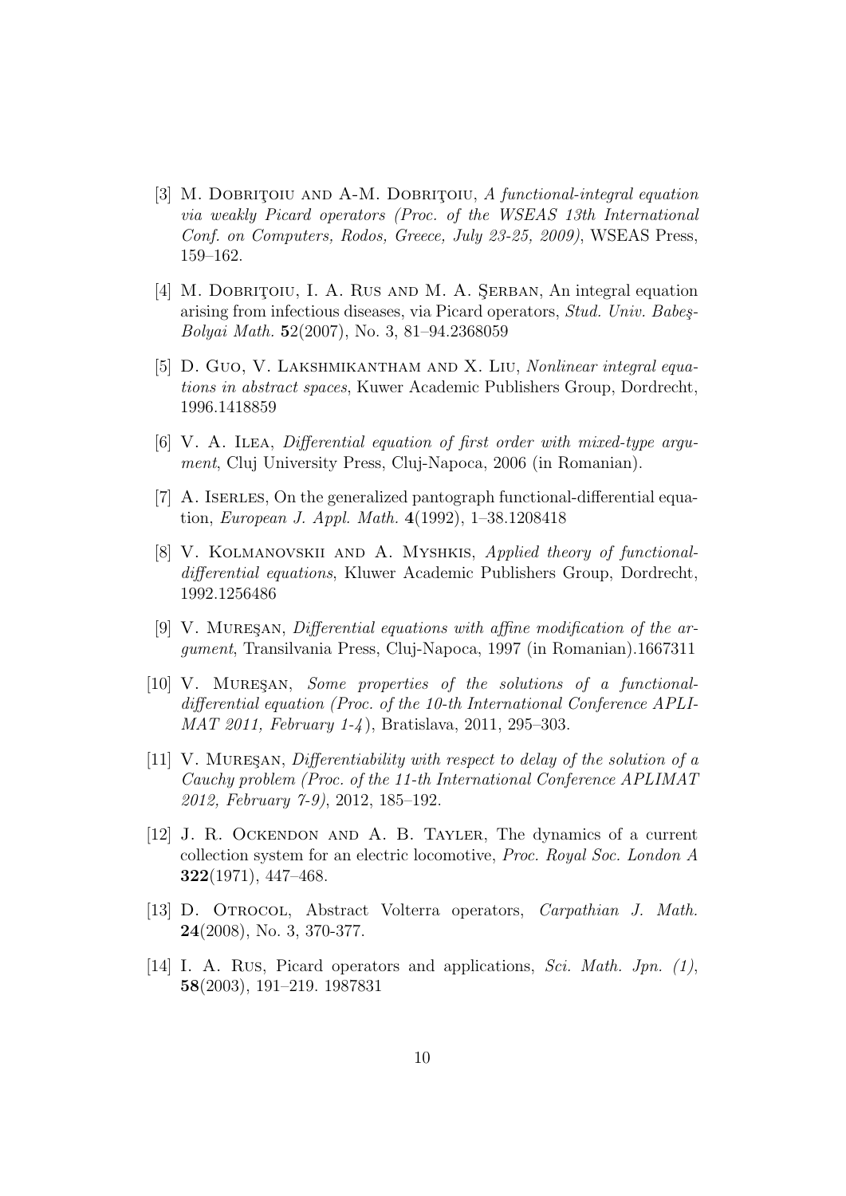[3] M. Dobriţoiu and A-M. Dobriţoiu, *A functional-integral equation via weakly Picard operators (Proc. of the WSEAS 13th International Conf. on Computers, Rodos, Greece, July 23-25, 2009)*, WSEAS Press, 159–162.

[4] M. Dobriţoiu, I. A. Rus and M. A. Şerban, An integral equation arising from infectious diseases, via Picard operators, *Stud. Univ. Babeş-Bolyai Math.* **52**(2007), No. 3, 81–94.2368059

[5] D. Guo, V. Lakshmikantham and X. Liu, *Nonlinear integral equations in abstract spaces*, Kuwer Academic Publishers Group, Dordrecht, 1996.1418859

[6] V. A. Ilea, *Differential equation of first order with mixed-type argument*, Cluj University Press, Cluj-Napoca, 2006 (in Romanian).

[7] A. Iserles, On the generalized pantograph functional-differential equation, *European J. Appl. Math.* **4**(1992), 1–38.1208418

[8] V. Kolmanovskii and A. Myshkis, *Applied theory of functional-differential equations*, Kluwer Academic Publishers Group, Dordrecht, 1992.1256486

[9] V. Mureşan, *Differential equations with affine modification of the argument*, Transilvania Press, Cluj-Napoca, 1997 (in Romanian).1667311

[10] V. Mureşan, *Some properties of the solutions of a functional-differential equation (Proc. of the 10-th International Conference APLIMAT 2011, February 1-4)*, Bratislava, 2011, 295–303.

[11] V. Mureşan, *Differentiability with respect to delay of the solution of a Cauchy problem (Proc. of the 11-th International Conference APLIMAT 2012, February 7-9)*, 2012, 185–192.

[12] J. R. Ockendon and A. B. Tayler, The dynamics of a current collection system for an electric locomotive, *Proc. Royal Soc. London A* **322**(1971), 447–468.

[13] D. Otrocol, Abstract Volterra operators, *Carpathian J. Math.* **24**(2008), No. 3, 370-377.

[14] I. A. Rus, Picard operators and applications, *Sci. Math. Jpn. (1)*, **58**(2003), 191–219. 1987831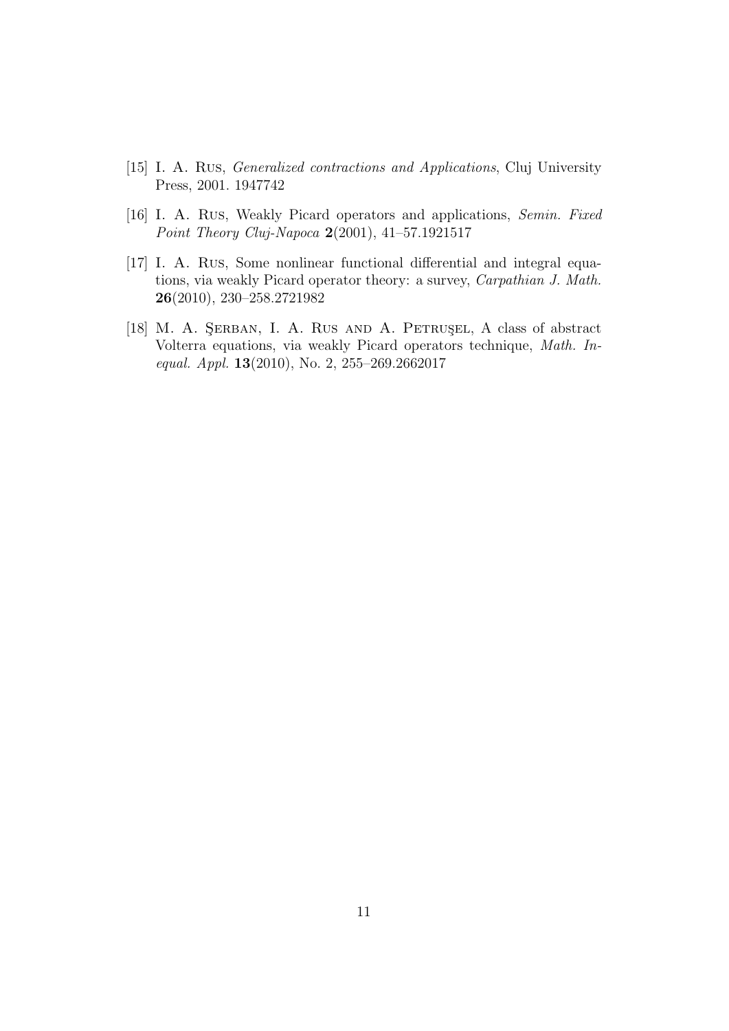[15] I. A. Rus, *Generalized contractions and Applications*, Cluj University Press, 2001. 1947742

[16] I. A. Rus, Weakly Picard operators and applications, *Semin. Fixed Point Theory Cluj-Napoca* **2**(2001), 41–57.1921517

[17] I. A. Rus, Some nonlinear functional differential and integral equations, via weakly Picard operator theory: a survey, *Carpathian J. Math.* **26**(2010), 230–258.2721982

[18] M. A. Şerban, I. A. Rus and A. Petruşel, A class of abstract Volterra equations, via weakly Picard operators technique, *Math. Inequal. Appl.* **13**(2010), No. 2, 255–269.2662017